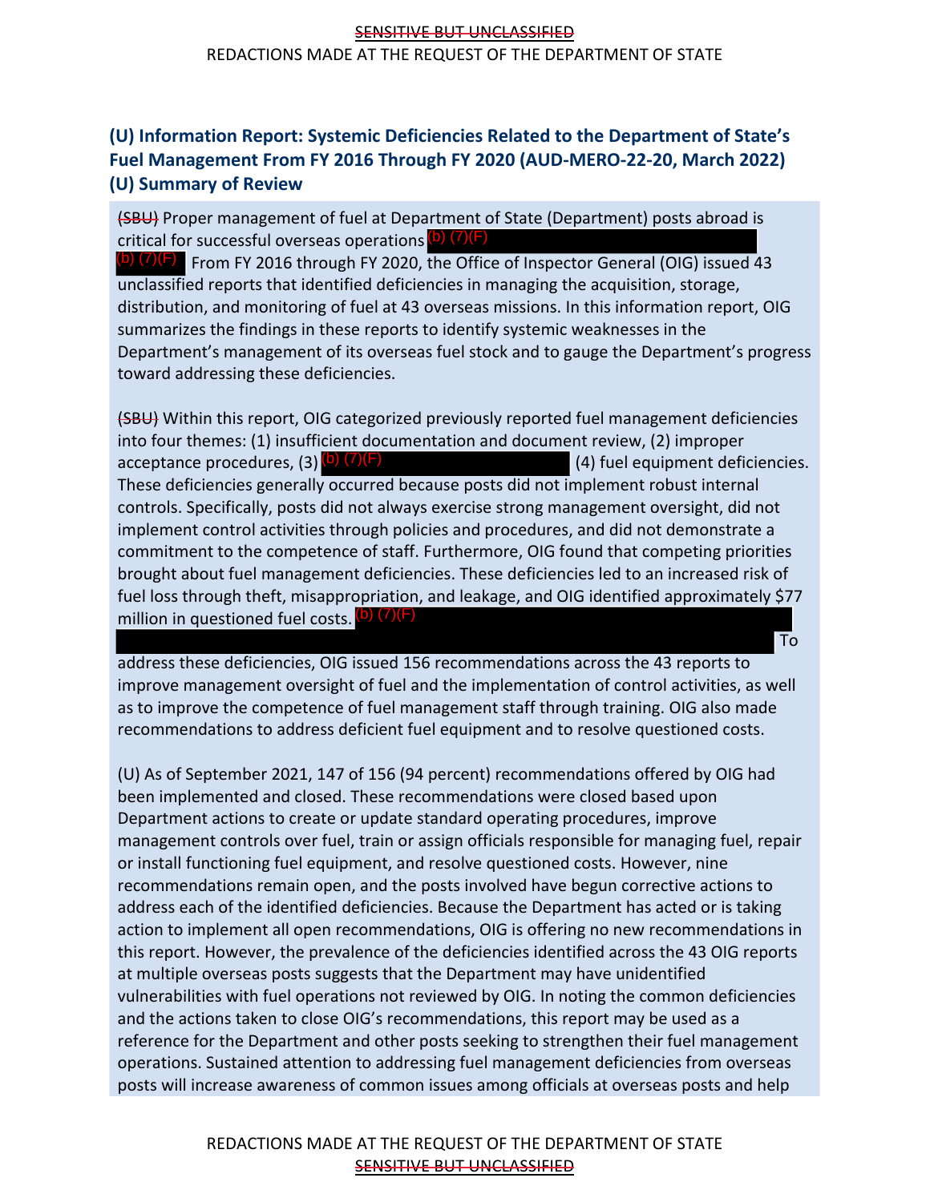# (U) Information Report: Systemic Deficiencies Related to the Department of State's Fuel Management From FY 2016 Through FY 2020 (AUD-MERO-22-20, March 2022)

## (U) Summary of Review

~~(SBU)~~ Proper management of fuel at Department of State (Department) posts abroad is critical for successful overseas operations (b) (7)(F) (b) (7)(F) From FY 2016 through FY 2020, the Office of Inspector General (OIG) issued 43 unclassified reports that identified deficiencies in managing the acquisition, storage, distribution, and monitoring of fuel at 43 overseas missions. In this information report, OIG summarizes the findings in these reports to identify systemic weaknesses in the Department's management of its overseas fuel stock and to gauge the Department's progress toward addressing these deficiencies.

~~(SBU)~~ Within this report, OIG categorized previously reported fuel management deficiencies into four themes: (1) insufficient documentation and document review, (2) improper acceptance procedures, (3) (b) (7)(F) (4) fuel equipment deficiencies. These deficiencies generally occurred because posts did not implement robust internal controls. Specifically, posts did not always exercise strong management oversight, did not implement control activities through policies and procedures, and did not demonstrate a commitment to the competence of staff. Furthermore, OIG found that competing priorities brought about fuel management deficiencies. These deficiencies led to an increased risk of fuel loss through theft, misappropriation, and leakage, and OIG identified approximately $77 million in questioned fuel costs. (b) (7)(F) To address these deficiencies, OIG issued 156 recommendations across the 43 reports to improve management oversight of fuel and the implementation of control activities, as well as to improve the competence of fuel management staff through training. OIG also made recommendations to address deficient fuel equipment and to resolve questioned costs.

(U) As of September 2021, 147 of 156 (94 percent) recommendations offered by OIG had been implemented and closed. These recommendations were closed based upon Department actions to create or update standard operating procedures, improve management controls over fuel, train or assign officials responsible for managing fuel, repair or install functioning fuel equipment, and resolve questioned costs. However, nine recommendations remain open, and the posts involved have begun corrective actions to address each of the identified deficiencies. Because the Department has acted or is taking action to implement all open recommendations, OIG is offering no new recommendations in this report. However, the prevalence of the deficiencies identified across the 43 OIG reports at multiple overseas posts suggests that the Department may have unidentified vulnerabilities with fuel operations not reviewed by OIG. In noting the common deficiencies and the actions taken to close OIG's recommendations, this report may be used as a reference for the Department and other posts seeking to strengthen their fuel management operations. Sustained attention to addressing fuel management deficiencies from overseas posts will increase awareness of common issues among officials at overseas posts and help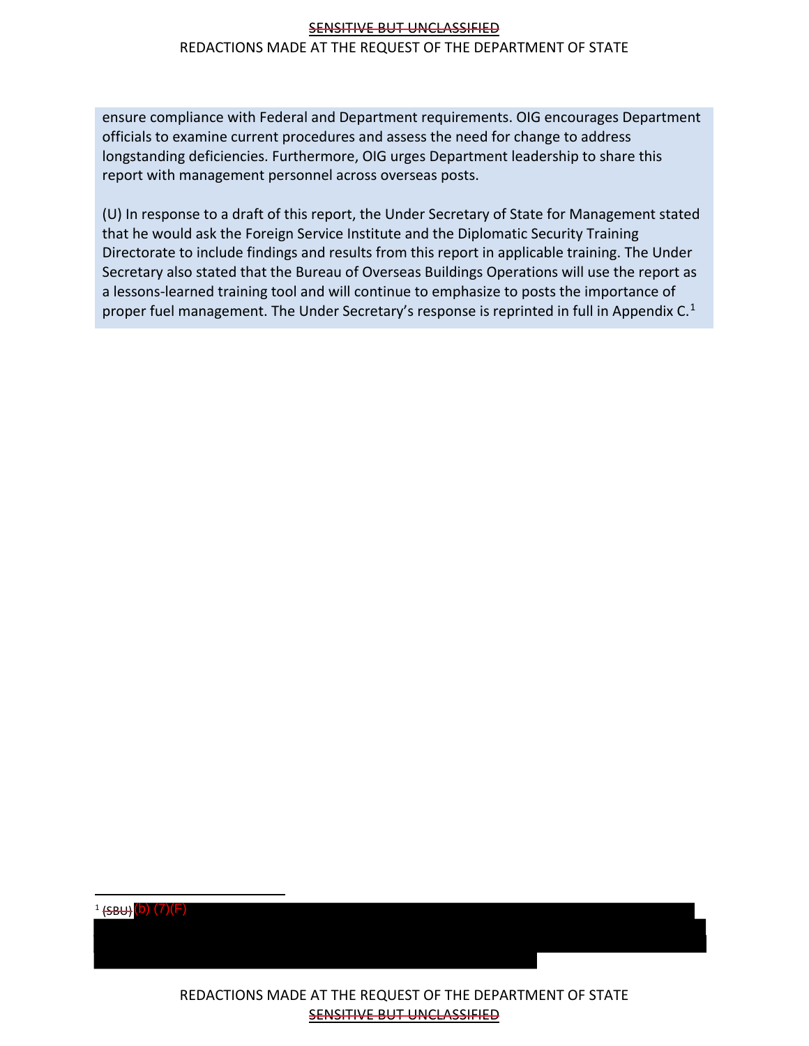ensure compliance with Federal and Department requirements. OIG encourages Department officials to examine current procedures and assess the need for change to address longstanding deficiencies. Furthermore, OIG urges Department leadership to share this report with management personnel across overseas posts.

(U) In response to a draft of this report, the Under Secretary of State for Management stated that he would ask the Foreign Service Institute and the Diplomatic Security Training Directorate to include findings and results from this report in applicable training. The Under Secretary also stated that the Bureau of Overseas Buildings Operations will use the report as a lessons-learned training tool and will continue to emphasize to posts the importance of proper fuel management. The Under Secretary's response is reprinted in full in Appendix C.[1]

[1] ~~(SBU)~~ (b) (7)(F)